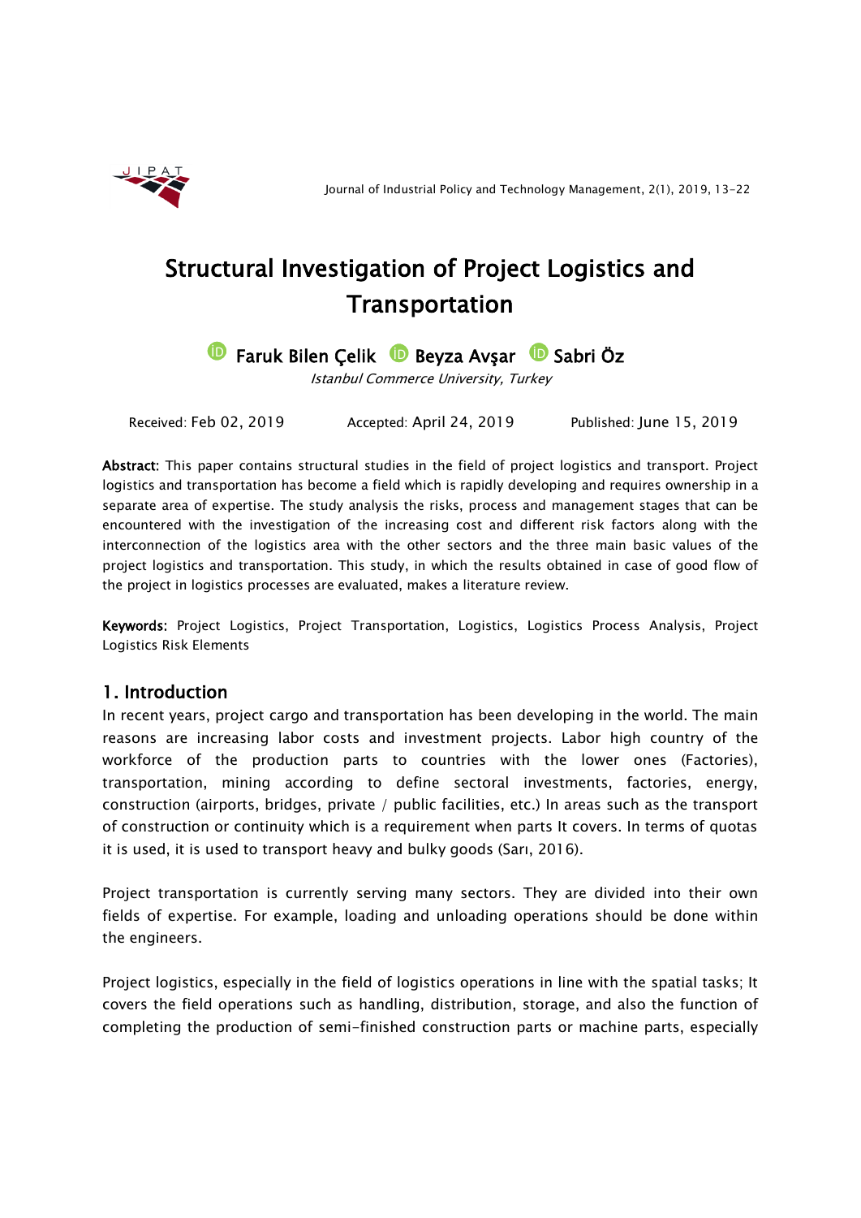# Structural Investigation of Project Logistics and Transportation

Faruk Bilen Çelik  Beyza Avşar  Sabri Öz

*Istanbul Commerce University, Turkey*

Received: Feb 02, 2019 Accepted: April 24, 2019 Published: June 15, 2019

**Abstract:** This paper contains structural studies in the field of project logistics and transport. Project logistics and transportation has become a field which is rapidly developing and requires ownership in a separate area of expertise. The study analysis the risks, process and management stages that can be encountered with the investigation of the increasing cost and different risk factors along with the interconnection of the logistics area with the other sectors and the three main basic values of the project logistics and transportation. This study, in which the results obtained in case of good flow of the project in logistics processes are evaluated, makes a literature review.

**Keywords:** Project Logistics, Project Transportation, Logistics, Logistics Process Analysis, Project Logistics Risk Elements

## 1. Introduction

In recent years, project cargo and transportation has been developing in the world. The main reasons are increasing labor costs and investment projects. Labor high country of the workforce of the production parts to countries with the lower ones (Factories), transportation, mining according to define sectoral investments, factories, energy, construction (airports, bridges, private / public facilities, etc.) In areas such as the transport of construction or continuity which is a requirement when parts It covers. In terms of quotas it is used, it is used to transport heavy and bulky goods (Sarı, 2016).

Project transportation is currently serving many sectors. They are divided into their own fields of expertise. For example, loading and unloading operations should be done within the engineers.

Project logistics, especially in the field of logistics operations in line with the spatial tasks; It covers the field operations such as handling, distribution, storage, and also the function of completing the production of semi-finished construction parts or machine parts, especially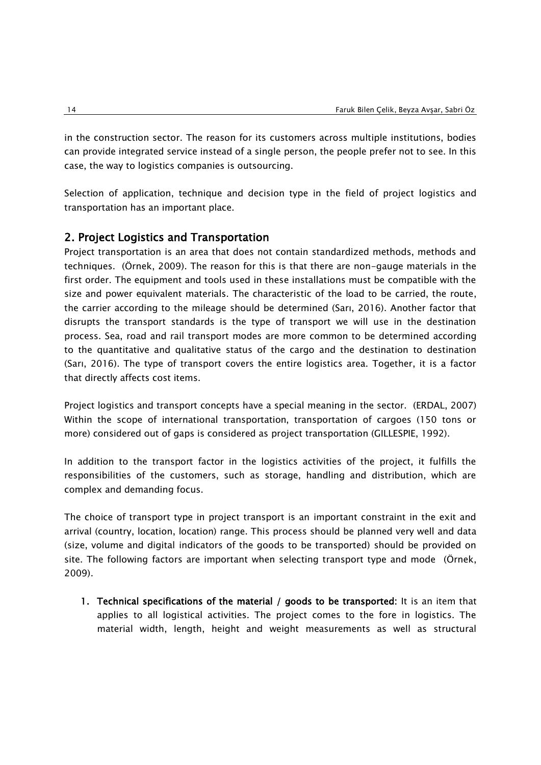in the construction sector. The reason for its customers across multiple institutions, bodies can provide integrated service instead of a single person, the people prefer not to see. In this case, the way to logistics companies is outsourcing.

Selection of application, technique and decision type in the field of project logistics and transportation has an important place.

## 2. Project Logistics and Transportation

Project transportation is an area that does not contain standardized methods, methods and techniques. (Örnek, 2009). The reason for this is that there are non-gauge materials in the first order. The equipment and tools used in these installations must be compatible with the size and power equivalent materials. The characteristic of the load to be carried, the route, the carrier according to the mileage should be determined (Sarı, 2016). Another factor that disrupts the transport standards is the type of transport we will use in the destination process. Sea, road and rail transport modes are more common to be determined according to the quantitative and qualitative status of the cargo and the destination to destination (Sarı, 2016). The type of transport covers the entire logistics area. Together, it is a factor that directly affects cost items.

Project logistics and transport concepts have a special meaning in the sector. (ERDAL, 2007) Within the scope of international transportation, transportation of cargoes (150 tons or more) considered out of gaps is considered as project transportation (GILLESPIE, 1992).

In addition to the transport factor in the logistics activities of the project, it fulfills the responsibilities of the customers, such as storage, handling and distribution, which are complex and demanding focus.

The choice of transport type in project transport is an important constraint in the exit and arrival (country, location, location) range. This process should be planned very well and data (size, volume and digital indicators of the goods to be transported) should be provided on site. The following factors are important when selecting transport type and mode (Örnek, 2009).

1. **Technical specifications of the material / goods to be transported:** It is an item that applies to all logistical activities. The project comes to the fore in logistics. The material width, length, height and weight measurements as well as structural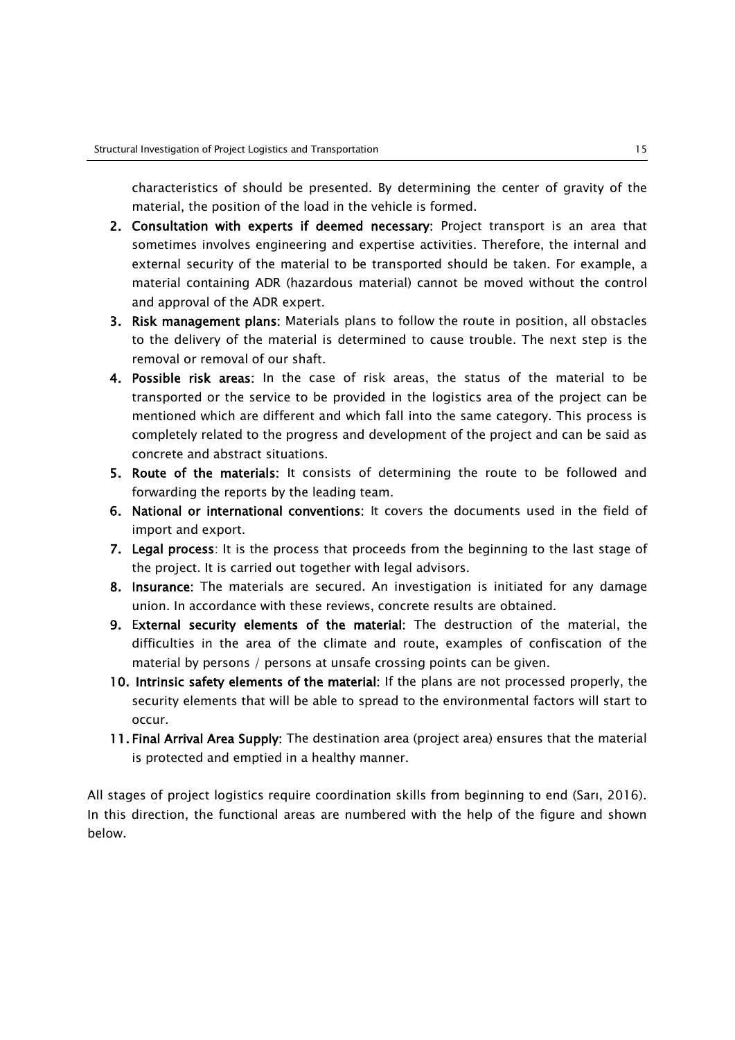characteristics of should be presented. By determining the center of gravity of the material, the position of the load in the vehicle is formed.

2. **Consultation with experts if deemed necessary:** Project transport is an area that sometimes involves engineering and expertise activities. Therefore, the internal and external security of the material to be transported should be taken. For example, a material containing ADR (hazardous material) cannot be moved without the control and approval of the ADR expert.
3. **Risk management plans:** Materials plans to follow the route in position, all obstacles to the delivery of the material is determined to cause trouble. The next step is the removal or removal of our shaft.
4. **Possible risk areas:** In the case of risk areas, the status of the material to be transported or the service to be provided in the logistics area of the project can be mentioned which are different and which fall into the same category. This process is completely related to the progress and development of the project and can be said as concrete and abstract situations.
5. **Route of the materials:** It consists of determining the route to be followed and forwarding the reports by the leading team.
6. **National or international conventions:** It covers the documents used in the field of import and export.
7. **Legal process**: It is the process that proceeds from the beginning to the last stage of the project. It is carried out together with legal advisors.
8. **Insurance**: The materials are secured. An investigation is initiated for any damage union. In accordance with these reviews, concrete results are obtained.
9. **External security elements of the material**: The destruction of the material, the difficulties in the area of the climate and route, examples of confiscation of the material by persons / persons at unsafe crossing points can be given.
10. **Intrinsic safety elements of the material**: If the plans are not processed properly, the security elements that will be able to spread to the environmental factors will start to occur.
11. **Final Arrival Area Supply:** The destination area (project area) ensures that the material is protected and emptied in a healthy manner.

All stages of project logistics require coordination skills from beginning to end (Sarı, 2016). In this direction, the functional areas are numbered with the help of the figure and shown below.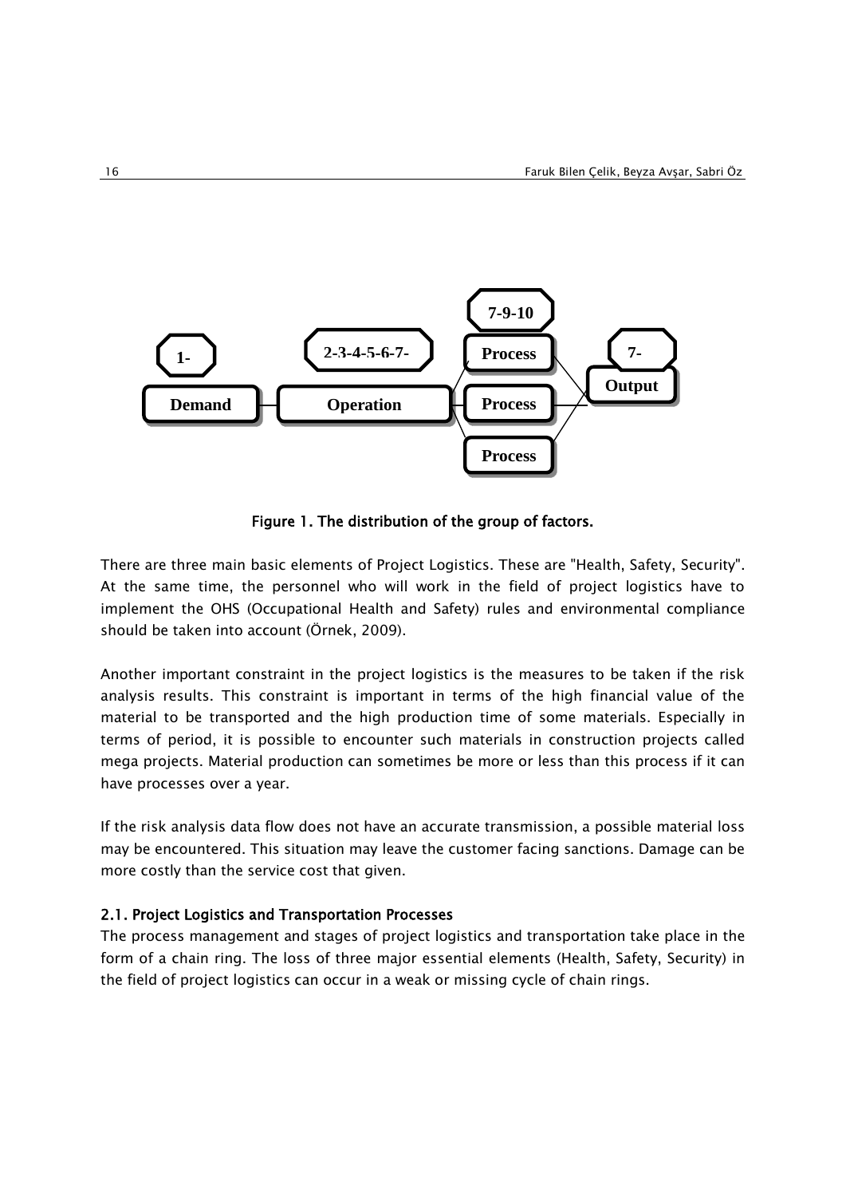Figure 1. The distribution of the group of factors.

There are three main basic elements of Project Logistics. These are "Health, Safety, Security". At the same time, the personnel who will work in the field of project logistics have to implement the OHS (Occupational Health and Safety) rules and environmental compliance should be taken into account (Örnek, 2009).

Another important constraint in the project logistics is the measures to be taken if the risk analysis results. This constraint is important in terms of the high financial value of the material to be transported and the high production time of some materials. Especially in terms of period, it is possible to encounter such materials in construction projects called mega projects. Material production can sometimes be more or less than this process if it can have processes over a year.

If the risk analysis data flow does not have an accurate transmission, a possible material loss may be encountered. This situation may leave the customer facing sanctions. Damage can be more costly than the service cost that given.

### 2.1. Project Logistics and Transportation Processes

The process management and stages of project logistics and transportation take place in the form of a chain ring. The loss of three major essential elements (Health, Safety, Security) in the field of project logistics can occur in a weak or missing cycle of chain rings.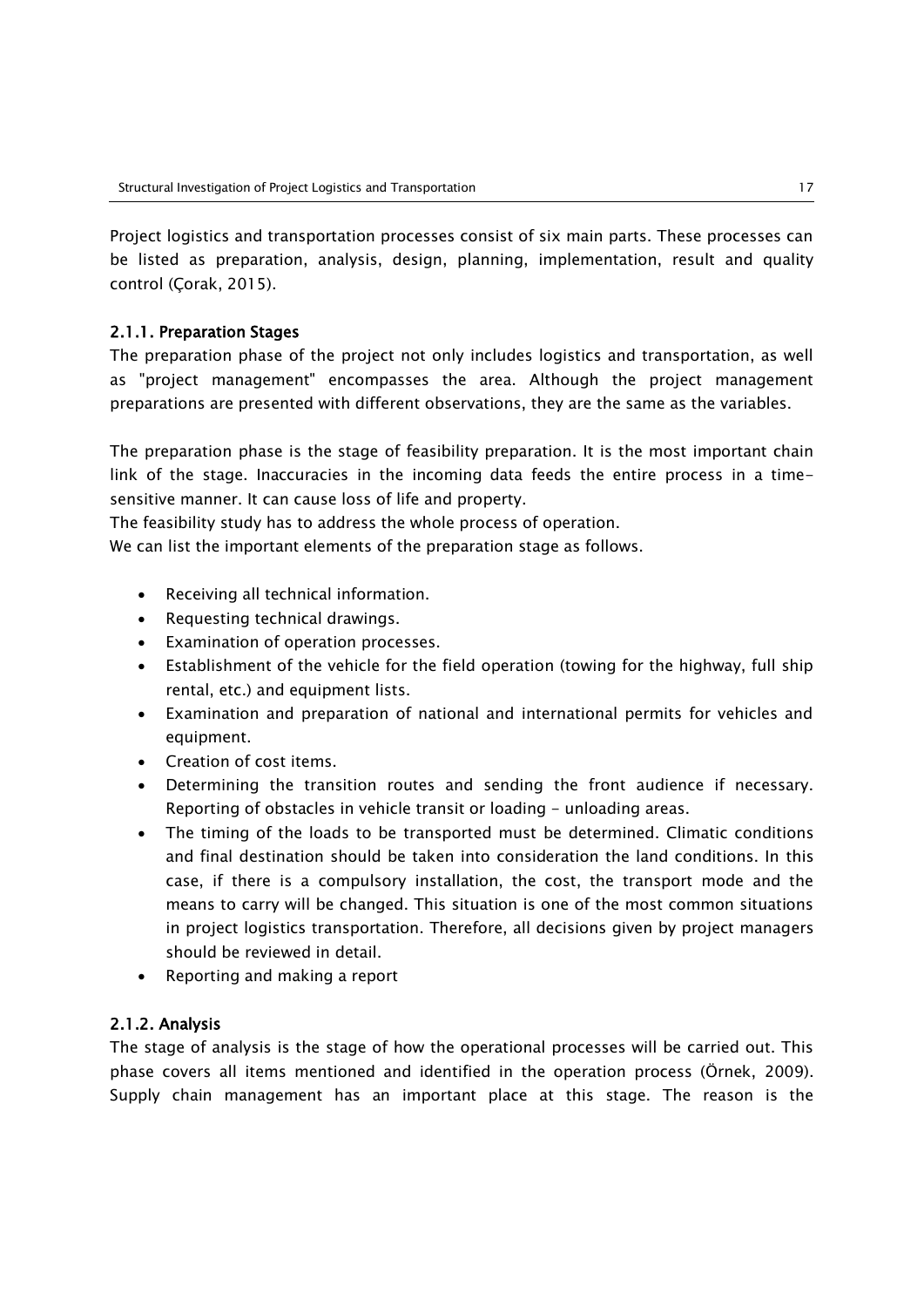Project logistics and transportation processes consist of six main parts. These processes can be listed as preparation, analysis, design, planning, implementation, result and quality control (Çorak, 2015).

### 2.1.1. Preparation Stages

The preparation phase of the project not only includes logistics and transportation, as well as "project management" encompasses the area. Although the project management preparations are presented with different observations, they are the same as the variables.

The preparation phase is the stage of feasibility preparation. It is the most important chain link of the stage. Inaccuracies in the incoming data feeds the entire process in a time-sensitive manner. It can cause loss of life and property.

The feasibility study has to address the whole process of operation.

We can list the important elements of the preparation stage as follows.

- Receiving all technical information.
- Requesting technical drawings.
- Examination of operation processes.
- Establishment of the vehicle for the field operation (towing for the highway, full ship rental, etc.) and equipment lists.
- Examination and preparation of national and international permits for vehicles and equipment.
- Creation of cost items.
- Determining the transition routes and sending the front audience if necessary. Reporting of obstacles in vehicle transit or loading - unloading areas.
- The timing of the loads to be transported must be determined. Climatic conditions and final destination should be taken into consideration the land conditions. In this case, if there is a compulsory installation, the cost, the transport mode and the means to carry will be changed. This situation is one of the most common situations in project logistics transportation. Therefore, all decisions given by project managers should be reviewed in detail.
- Reporting and making a report

### 2.1.2. Analysis

The stage of analysis is the stage of how the operational processes will be carried out. This phase covers all items mentioned and identified in the operation process (Örnek, 2009). Supply chain management has an important place at this stage. The reason is the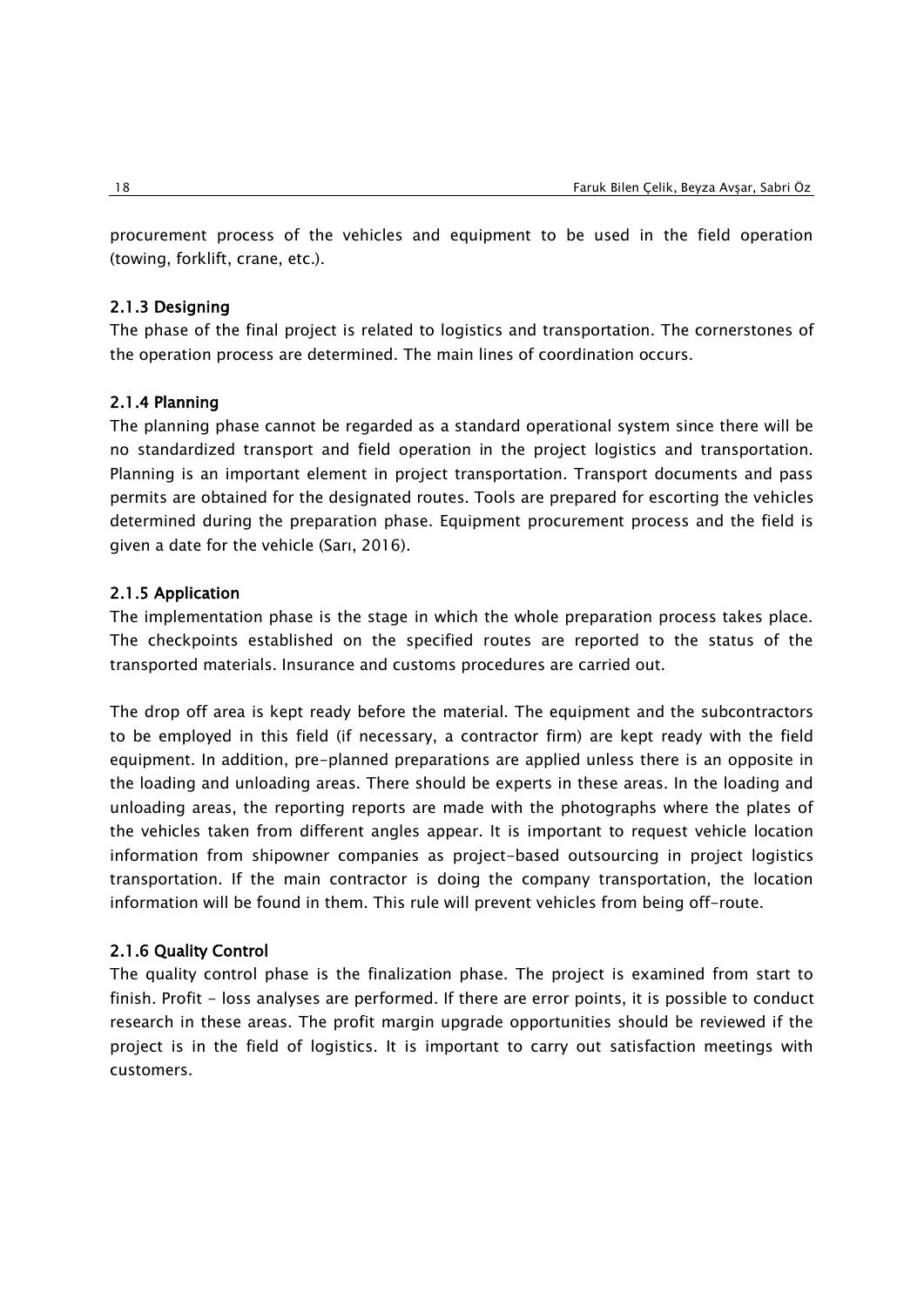procurement process of the vehicles and equipment to be used in the field operation (towing, forklift, crane, etc.).

#### 2.1.3 Designing

The phase of the final project is related to logistics and transportation. The cornerstones of the operation process are determined. The main lines of coordination occurs.

#### 2.1.4 Planning

The planning phase cannot be regarded as a standard operational system since there will be no standardized transport and field operation in the project logistics and transportation. Planning is an important element in project transportation. Transport documents and pass permits are obtained for the designated routes. Tools are prepared for escorting the vehicles determined during the preparation phase. Equipment procurement process and the field is given a date for the vehicle (Sarı, 2016).

#### 2.1.5 Application

The implementation phase is the stage in which the whole preparation process takes place. The checkpoints established on the specified routes are reported to the status of the transported materials. Insurance and customs procedures are carried out.

The drop off area is kept ready before the material. The equipment and the subcontractors to be employed in this field (if necessary, a contractor firm) are kept ready with the field equipment. In addition, pre-planned preparations are applied unless there is an opposite in the loading and unloading areas. There should be experts in these areas. In the loading and unloading areas, the reporting reports are made with the photographs where the plates of the vehicles taken from different angles appear. It is important to request vehicle location information from shipowner companies as project-based outsourcing in project logistics transportation. If the main contractor is doing the company transportation, the location information will be found in them. This rule will prevent vehicles from being off-route.

#### 2.1.6 Quality Control

The quality control phase is the finalization phase. The project is examined from start to finish. Profit - loss analyses are performed. If there are error points, it is possible to conduct research in these areas. The profit margin upgrade opportunities should be reviewed if the project is in the field of logistics. It is important to carry out satisfaction meetings with customers.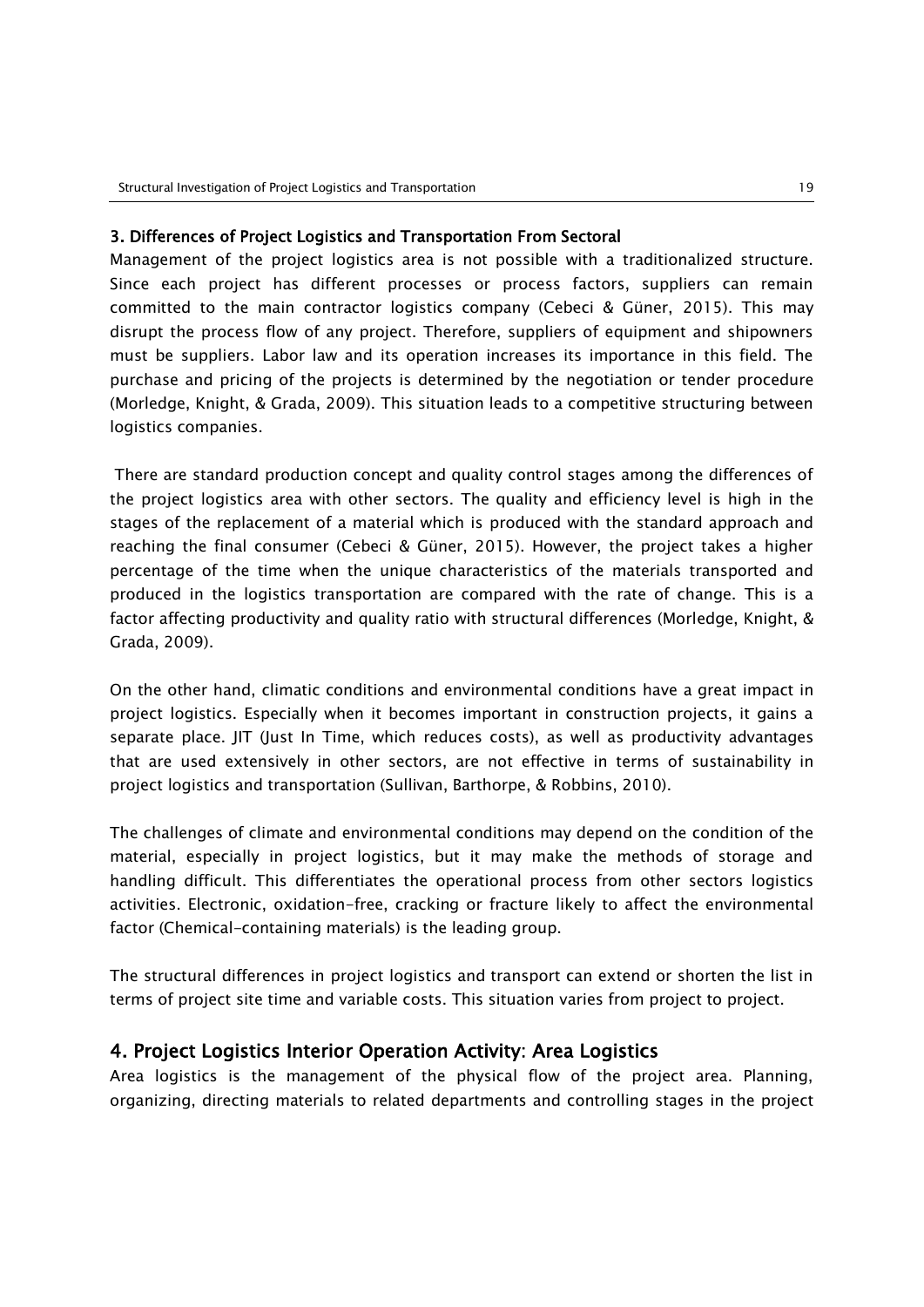## 3. Differences of Project Logistics and Transportation From Sectoral

Management of the project logistics area is not possible with a traditionalized structure. Since each project has different processes or process factors, suppliers can remain committed to the main contractor logistics company (Cebeci & Güner, 2015). This may disrupt the process flow of any project. Therefore, suppliers of equipment and shipowners must be suppliers. Labor law and its operation increases its importance in this field. The purchase and pricing of the projects is determined by the negotiation or tender procedure (Morledge, Knight, & Grada, 2009). This situation leads to a competitive structuring between logistics companies.

There are standard production concept and quality control stages among the differences of the project logistics area with other sectors. The quality and efficiency level is high in the stages of the replacement of a material which is produced with the standard approach and reaching the final consumer (Cebeci & Güner, 2015). However, the project takes a higher percentage of the time when the unique characteristics of the materials transported and produced in the logistics transportation are compared with the rate of change. This is a factor affecting productivity and quality ratio with structural differences (Morledge, Knight, & Grada, 2009).

On the other hand, climatic conditions and environmental conditions have a great impact in project logistics. Especially when it becomes important in construction projects, it gains a separate place. JIT (Just In Time, which reduces costs), as well as productivity advantages that are used extensively in other sectors, are not effective in terms of sustainability in project logistics and transportation (Sullivan, Barthorpe, & Robbins, 2010).

The challenges of climate and environmental conditions may depend on the condition of the material, especially in project logistics, but it may make the methods of storage and handling difficult. This differentiates the operational process from other sectors logistics activities. Electronic, oxidation-free, cracking or fracture likely to affect the environmental factor (Chemical-containing materials) is the leading group.

The structural differences in project logistics and transport can extend or shorten the list in terms of project site time and variable costs. This situation varies from project to project.

## 4. Project Logistics Interior Operation Activity: Area Logistics

Area logistics is the management of the physical flow of the project area. Planning, organizing, directing materials to related departments and controlling stages in the project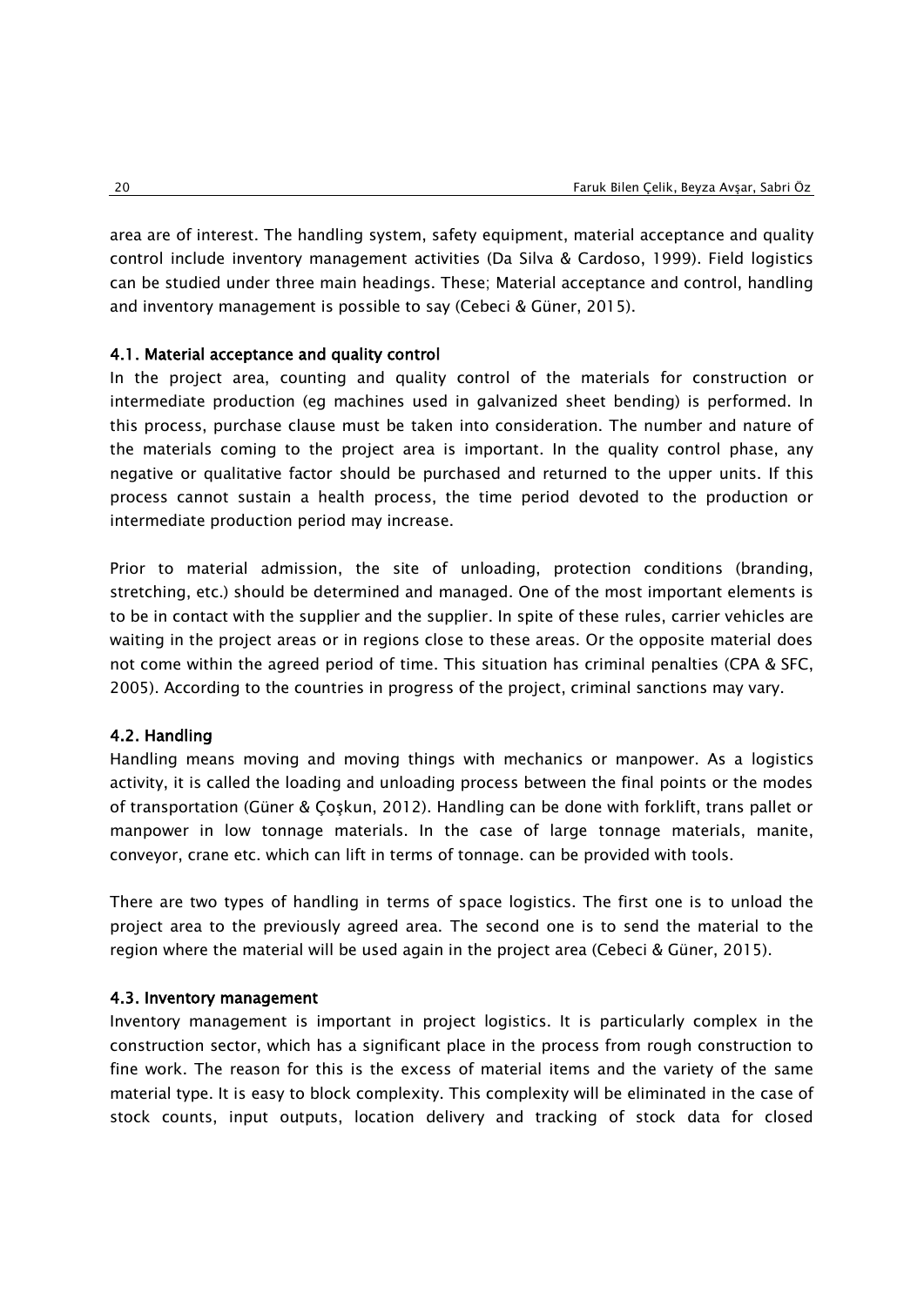area are of interest. The handling system, safety equipment, material acceptance and quality control include inventory management activities (Da Silva & Cardoso, 1999). Field logistics can be studied under three main headings. These; Material acceptance and control, handling and inventory management is possible to say (Cebeci & Güner, 2015).

### 4.1. Material acceptance and quality control

In the project area, counting and quality control of the materials for construction or intermediate production (eg machines used in galvanized sheet bending) is performed. In this process, purchase clause must be taken into consideration. The number and nature of the materials coming to the project area is important. In the quality control phase, any negative or qualitative factor should be purchased and returned to the upper units. If this process cannot sustain a health process, the time period devoted to the production or intermediate production period may increase.

Prior to material admission, the site of unloading, protection conditions (branding, stretching, etc.) should be determined and managed. One of the most important elements is to be in contact with the supplier and the supplier. In spite of these rules, carrier vehicles are waiting in the project areas or in regions close to these areas. Or the opposite material does not come within the agreed period of time. This situation has criminal penalties (CPA & SFC, 2005). According to the countries in progress of the project, criminal sanctions may vary.

### 4.2. Handling

Handling means moving and moving things with mechanics or manpower. As a logistics activity, it is called the loading and unloading process between the final points or the modes of transportation (Güner & Çoşkun, 2012). Handling can be done with forklift, trans pallet or manpower in low tonnage materials. In the case of large tonnage materials, manite, conveyor, crane etc. which can lift in terms of tonnage. can be provided with tools.

There are two types of handling in terms of space logistics. The first one is to unload the project area to the previously agreed area. The second one is to send the material to the region where the material will be used again in the project area (Cebeci & Güner, 2015).

### 4.3. Inventory management

Inventory management is important in project logistics. It is particularly complex in the construction sector, which has a significant place in the process from rough construction to fine work. The reason for this is the excess of material items and the variety of the same material type. It is easy to block complexity. This complexity will be eliminated in the case of stock counts, input outputs, location delivery and tracking of stock data for closed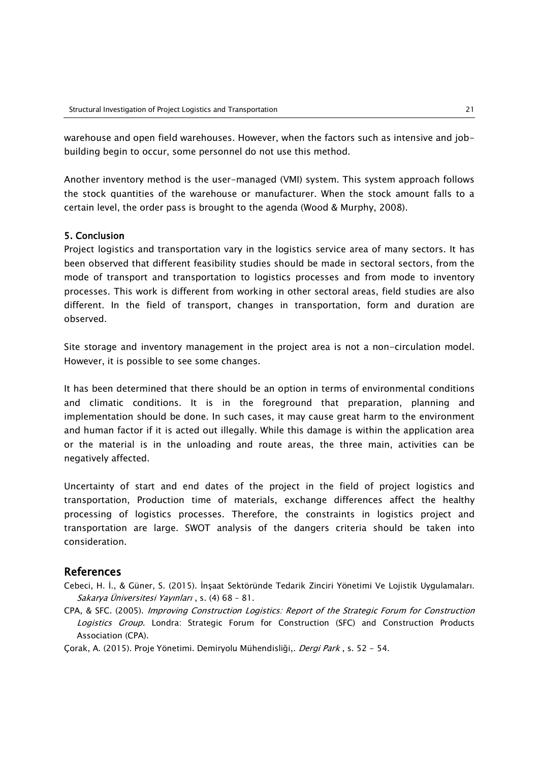warehouse and open field warehouses. However, when the factors such as intensive and job-building begin to occur, some personnel do not use this method.

Another inventory method is the user-managed (VMI) system. This system approach follows the stock quantities of the warehouse or manufacturer. When the stock amount falls to a certain level, the order pass is brought to the agenda (Wood & Murphy, 2008).

## 5. Conclusion

Project logistics and transportation vary in the logistics service area of many sectors. It has been observed that different feasibility studies should be made in sectoral sectors, from the mode of transport and transportation to logistics processes and from mode to inventory processes. This work is different from working in other sectoral areas, field studies are also different. In the field of transport, changes in transportation, form and duration are observed.

Site storage and inventory management in the project area is not a non-circulation model. However, it is possible to see some changes.

It has been determined that there should be an option in terms of environmental conditions and climatic conditions. It is in the foreground that preparation, planning and implementation should be done. In such cases, it may cause great harm to the environment and human factor if it is acted out illegally. While this damage is within the application area or the material is in the unloading and route areas, the three main, activities can be negatively affected.

Uncertainty of start and end dates of the project in the field of project logistics and transportation, Production time of materials, exchange differences affect the healthy processing of logistics processes. Therefore, the constraints in logistics project and transportation are large. SWOT analysis of the dangers criteria should be taken into consideration.

## References

Cebeci, H. İ., & Güner, S. (2015). İnşaat Sektöründe Tedarik Zinciri Yönetimi Ve Lojistik Uygulamaları. *Sakarya Üniversitesi Yayınları* , s. (4) 68 – 81.

CPA, & SFC. (2005). *Improving Construction Logistics: Report of the Strategic Forum for Construction Logistics Group.* Londra: Strategic Forum for Construction (SFC) and Construction Products Association (CPA).

Çorak, A. (2015). Proje Yönetimi. Demiryolu Mühendisliği,. *Dergi Park* , s. 52 - 54.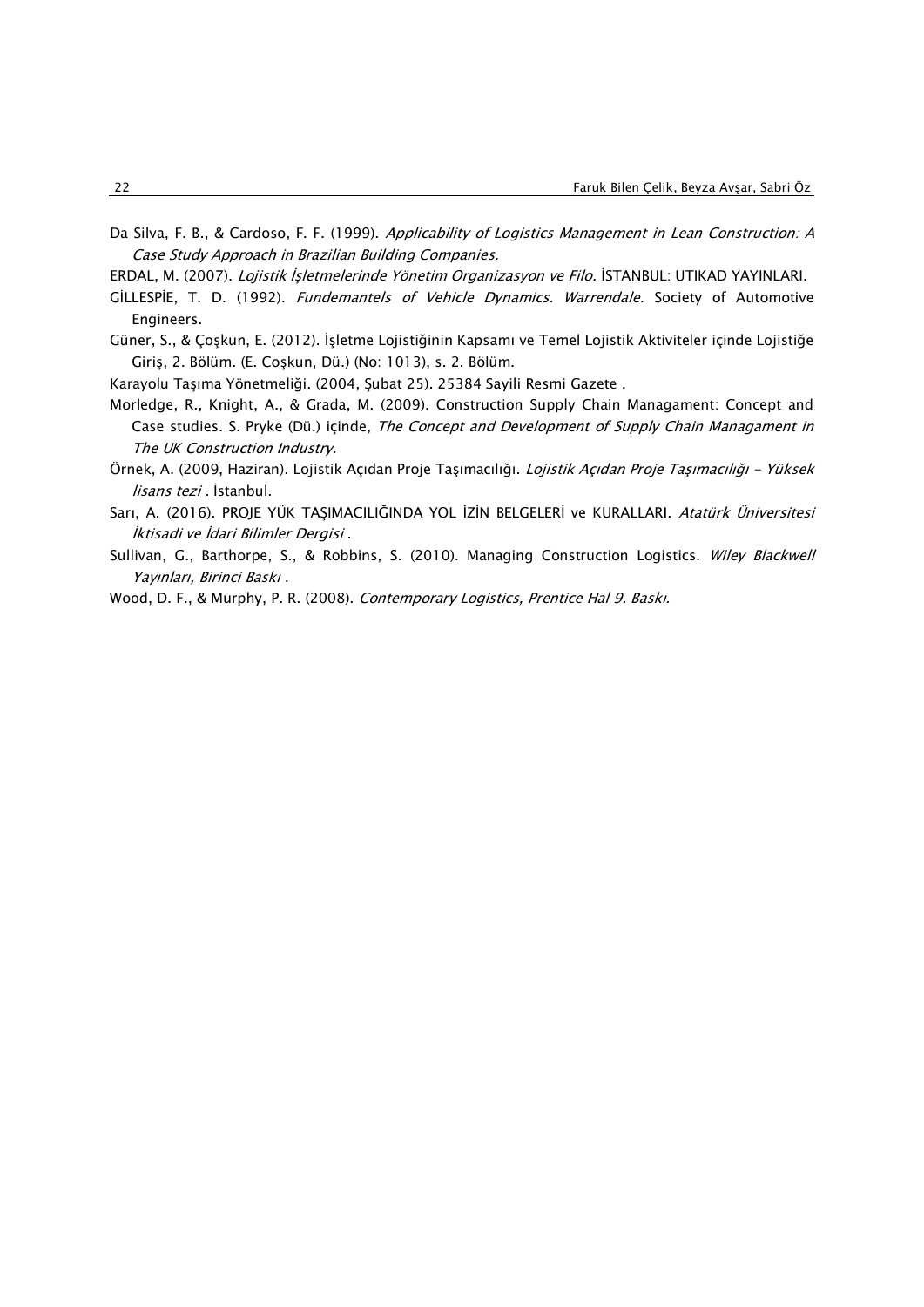Da Silva, F. B., & Cardoso, F. F. (1999). *Applicability of Logistics Management in Lean Construction: A Case Study Approach in Brazilian Building Companies.*

ERDAL, M. (2007). *Lojistik İşletmelerinde Yönetim Organizasyon ve Filo.* İSTANBUL: UTIKAD YAYINLARI.

GİLLESPİE, T. D. (1992). *Fundemantels of Vehicle Dynamics. Warrendale.* Society of Automotive Engineers.

Güner, S., & Çoşkun, E. (2012). İşletme Lojistiğinin Kapsamı ve Temel Lojistik Aktiviteler içinde Lojistiğe Giriş, 2. Bölüm. (E. Coşkun, Dü.) (No: 1013), s. 2. Bölüm.

Karayolu Taşıma Yönetmeliği. (2004, Şubat 25). 25384 Sayili Resmi Gazete .

Morledge, R., Knight, A., & Grada, M. (2009). Construction Supply Chain Managament: Concept and Case studies. S. Pryke (Dü.) içinde, *The Concept and Development of Supply Chain Managament in The UK Construction Industry.*

Örnek, A. (2009, Haziran). Lojistik Açıdan Proje Taşımacılığı. *Lojistik Açıdan Proje Taşımacılığı - Yüksek lisans tezi* . İstanbul.

Sarı, A. (2016). PROJE YÜK TAŞIMACILIĞINDA YOL İZİN BELGELERİ ve KURALLARI. *Atatürk Üniversitesi İktisadi ve İdari Bilimler Dergisi* .

Sullivan, G., Barthorpe, S., & Robbins, S. (2010). Managing Construction Logistics. *Wiley Blackwell Yayınları, Birinci Baskı* .

Wood, D. F., & Murphy, P. R. (2008). *Contemporary Logistics, Prentice Hal 9. Baskı.*